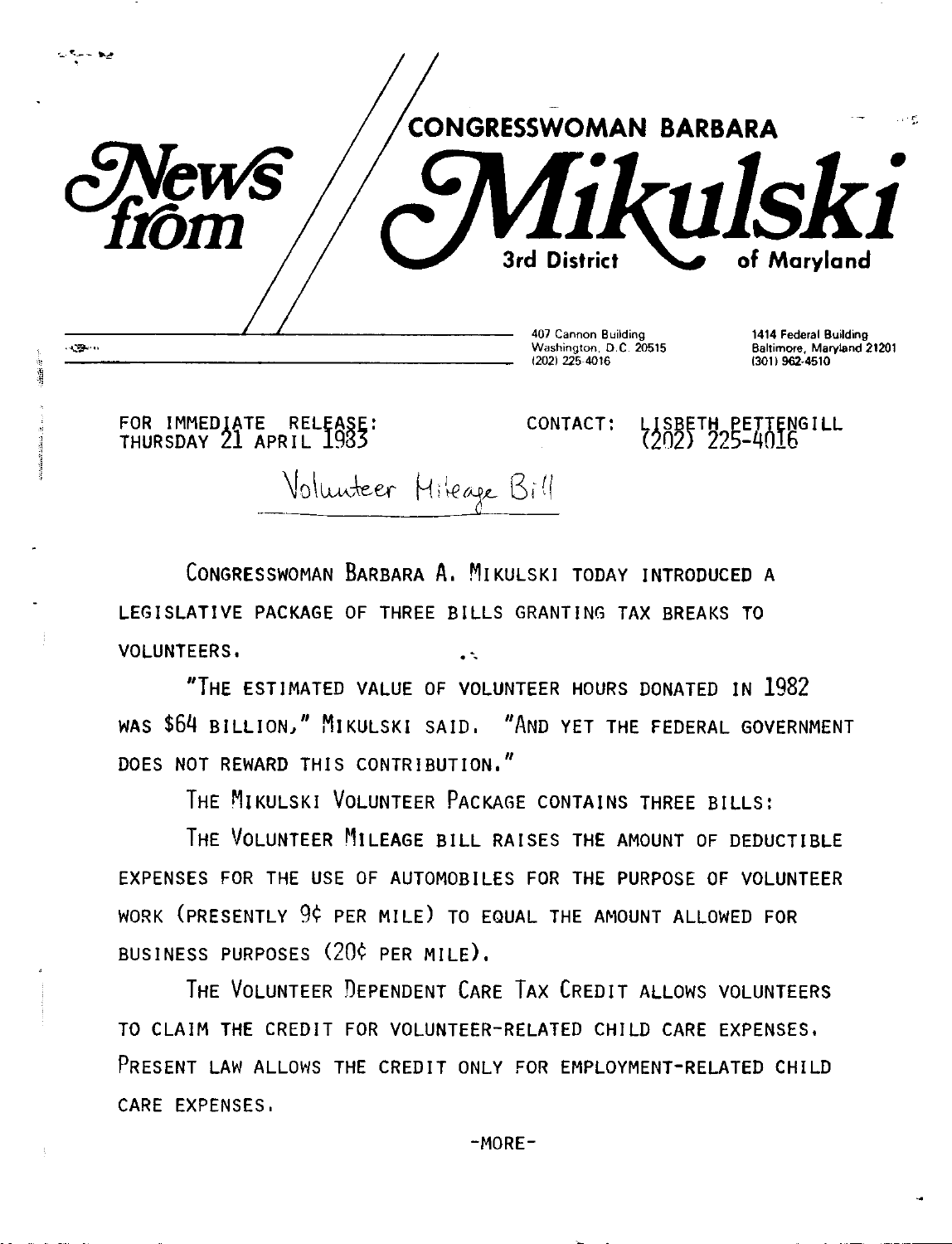# News from CONGRESSWOMAN BARBARA Mikulski

3rd District of Maryland

407 Cannon Building
Washington, D.C. 20515
(202) 225-4016

1414 Federal Building
Baltimore, Maryland 21201
(301) 962-4510

FOR IMMEDIATE RELEASE:
THURSDAY 21 APRIL 1983

CONTACT: LISBETH PETTENGILL
(202) 225-4016

Volunteer Mileage Bill

CONGRESSWOMAN BARBARA A. MIKULSKI TODAY INTRODUCED A LEGISLATIVE PACKAGE OF THREE BILLS GRANTING TAX BREAKS TO VOLUNTEERS.

"THE ESTIMATED VALUE OF VOLUNTEER HOURS DONATED IN 1982 WAS $64 BILLION," MIKULSKI SAID. "AND YET THE FEDERAL GOVERNMENT DOES NOT REWARD THIS CONTRIBUTION."

THE MIKULSKI VOLUNTEER PACKAGE CONTAINS THREE BILLS:

THE VOLUNTEER MILEAGE BILL RAISES THE AMOUNT OF DEDUCTIBLE EXPENSES FOR THE USE OF AUTOMOBILES FOR THE PURPOSE OF VOLUNTEER WORK (PRESENTLY 9¢ PER MILE) TO EQUAL THE AMOUNT ALLOWED FOR BUSINESS PURPOSES (20¢ PER MILE).

THE VOLUNTEER DEPENDENT CARE TAX CREDIT ALLOWS VOLUNTEERS TO CLAIM THE CREDIT FOR VOLUNTEER-RELATED CHILD CARE EXPENSES. PRESENT LAW ALLOWS THE CREDIT ONLY FOR EMPLOYMENT-RELATED CHILD CARE EXPENSES.

-MORE-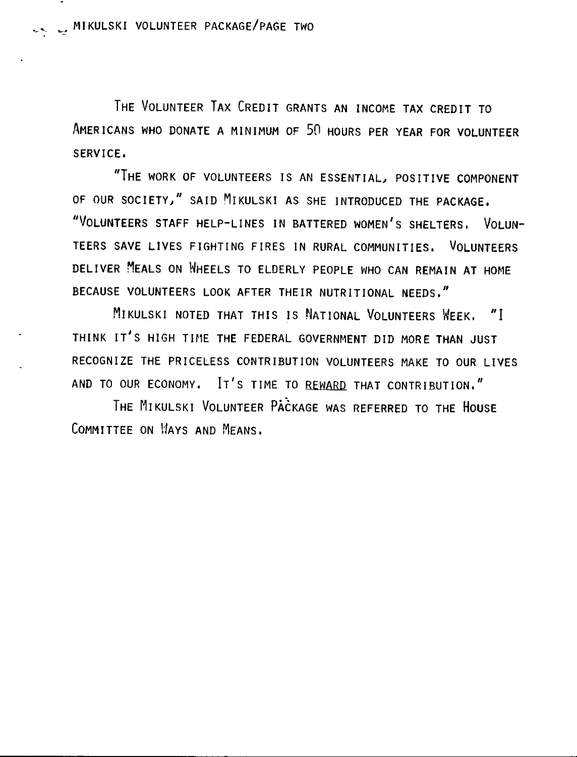THE VOLUNTEER TAX CREDIT GRANTS AN INCOME TAX CREDIT TO AMERICANS WHO DONATE A MINIMUM OF 50 HOURS PER YEAR FOR VOLUNTEER SERVICE.

"THE WORK OF VOLUNTEERS IS AN ESSENTIAL, POSITIVE COMPONENT OF OUR SOCIETY," SAID MIKULSKI AS SHE INTRODUCED THE PACKAGE. "VOLUNTEERS STAFF HELP-LINES IN BATTERED WOMEN'S SHELTERS. VOLUNTEERS SAVE LIVES FIGHTING FIRES IN RURAL COMMUNITIES. VOLUNTEERS DELIVER MEALS ON WHEELS TO ELDERLY PEOPLE WHO CAN REMAIN AT HOME BECAUSE VOLUNTEERS LOOK AFTER THEIR NUTRITIONAL NEEDS."

MIKULSKI NOTED THAT THIS IS NATIONAL VOLUNTEERS WEEK. "I THINK IT'S HIGH TIME THE FEDERAL GOVERNMENT DID MORE THAN JUST RECOGNIZE THE PRICELESS CONTRIBUTION VOLUNTEERS MAKE TO OUR LIVES AND TO OUR ECONOMY. IT'S TIME TO <u>REWARD</u> THAT CONTRIBUTION."

THE MIKULSKI VOLUNTEER PACKAGE WAS REFERRED TO THE HOUSE COMMITTEE ON WAYS AND MEANS.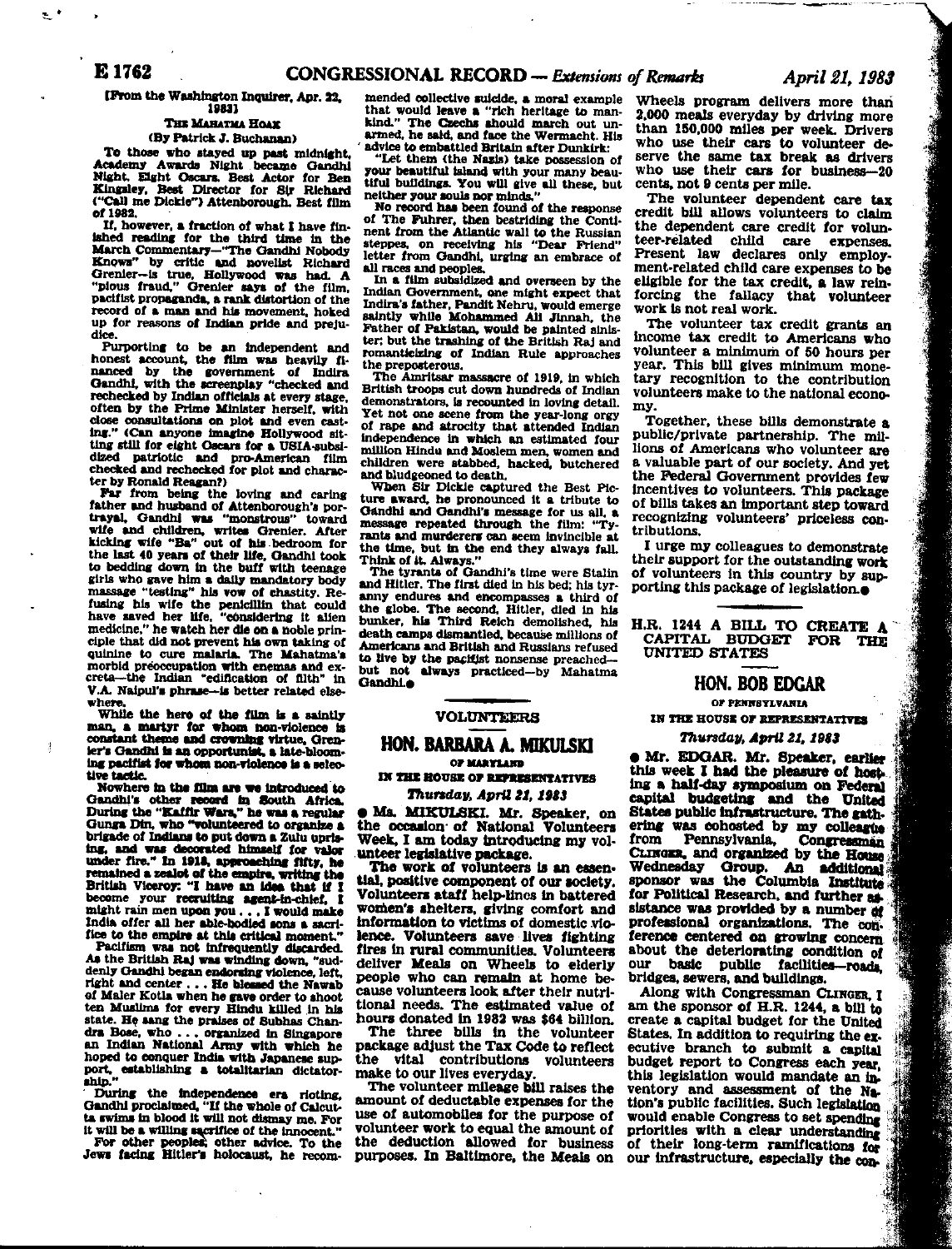[From the Washington Inquirer, Apr. 22, 1983]

### THE MAHATMA HOAX

(By Patrick J. Buchanan)

To those who stayed up past midnight, Academy Awards Night became Gandhi Night. Eight Oscars. Best Actor for Ben Kingsley, Best Director for Sir Richard ("Call me Dickie") Attenborough. Best film of 1982.

If, however, a fraction of what I have finished reading for the third time in the March Commentary—"The Gandhi Nobody Knows" by critic and novelist Richard Grenier—is true, Hollywood was had. A "pious fraud," Grenier says of the film, pacifist propaganda, a rank distortion of the record of a man and his movement, hoked up for reasons of Indian pride and prejudice.

Purporting to be an independent and honest account, the film was heavily financed by the government of Indira Gandhi, with the screenplay "checked and rechecked by Indian officials at every stage, often by the Prime Minister herself, with close consultations on plot and even casting." (Can anyone imagine Hollywood sitting still for eight Oscars for a USIA-subsidized patriotic and pro-American film checked and rechecked for plot and character by Ronald Reagan?)

Far from being the loving and caring father and husband of Attenborough's portrayal, Gandhi was "monstrous" toward wife and children, writes Grenier. After kicking wife "Ba" out of his bedroom for the last 40 years of their life, Gandhi took to bedding down in the buff with teenage girls who gave him a daily mandatory body massage "testing" his vow of chastity. Refusing his wife the penicillin that could have saved her life, "considering it alien medicine," he watch her die on a noble principle that did not prevent his own taking of quinine to cure malaria. The Mahatma's morbid preoccupation with enemas and excreta—the Indian "edification of filth" in V.A. Naipul's phrase—is better related elsewhere.

While the hero of the film is a saintly man, a martyr for whom non-violence is constant theme and crowning virtue, Grenier's Gandhi is an opportunist, a late-blooming pacifist for whom non-violence is a selective tactic.

Nowhere in the film are we introduced to Gandhi's other record in South Africa. During the "Kaffir Wars," he was a regular Gunga Din, who "volunteered to organize a brigade of Indians to put down a Zulu uprising, and was decorated himself for valor under fire." In 1918, approaching fifty, he remained a zealot of the empire, writing the British Viceroy: "I have an idea that if I become your recruiting agent-in-chief, I might rain men upon you . . . I would make India offer all her able-bodied sons a sacrifice to the empire at this critical moment."

Pacifism was not infrequently discarded. As the British Raj was winding down, "suddenly Gandhi began endorsing violence, left, right and center . . . He blessed the Nawab of Maler Kotla when he gave order to shoot ten Muslims for every Hindu killed in his state. He sang the praises of Subhas Chandra Bose, who . . . organized in Singapore an Indian National Army with which he hoped to conquer India with Japanese support, establishing a totalitarian dictatorship."

During the independence era rioting, Gandhi proclaimed, "If the whole of Calcutta swims in blood it will not dismay me. For it will be a willing sacrifice of the innocent."

For other peoples, other advice. To the Jews facing Hitler's holocaust, he recommended collective suicide, a moral example that would leave a "rich heritage to mankind." The Czechs should march out unarmed, he said, and face the Wermacht. His advice to embattled Britain after Dunkirk:

"Let them (the Nazis) take possession of your beautiful island with your many beautiful buildings. You will give all these, but neither your souls nor minds."

No record has been found of the response of The Fuhrer, then bestriding the Continent from the Atlantic wall to the Russian steppes, on receiving his "Dear Friend" letter from Gandhi, urging an embrace of all races and peoples.

In a film subsidized and overseen by the Indian Government, one might expect that Indira's father, Pandit Nehru, would emerge saintly while Mohammed Ali Jinnah, the Father of Pakistan, would be painted sinister; but the trashing of the British Raj and romanticizing of Indian Rule approaches the preposterous.

The Amritsar massacre of 1919, in which British troops cut down hundreds of Indian demonstrators, is recounted in loving detail. Yet not one scene from the year-long orgy of rape and atrocity that attended Indian independence in which an estimated four million Hindu and Moslem men, women and children were stabbed, hacked, butchered and bludgeoned to death.

When Sir Dickie captured the Best Picture award, he pronounced it a tribute to Gandhi and Gandhi's message for us all, a message repeated through the film: "Tyrants and murderers can seem invincible at the time, but in the end they always fall. Think of it. Always."

The tyrants of Gandhi's time were Stalin and Hitler. The first died in his bed; his tyranny endures and encompasses a third of the globe. The second, Hitler, died in his bunker, his Third Reich demolished, his death camps dismantled, because millions of Americans and British and Russians refused to live by the pacifist nonsense preached—but not always practiced—by Mahatma Gandhi.

---

## VOLUNTEERS

### HON. BARBARA A. MIKULSKI

OF MARYLAND

IN THE HOUSE OF REPRESENTATIVES

*Thursday, April 21, 1983*

Ms. MIKULSKI. Mr. Speaker, on the occasion of National Volunteers Week, I am today introducing my volunteer legislative package.

The work of volunteers is an essential, positive component of our society. Volunteers staff help-lines in battered women's shelters, giving comfort and information to victims of domestic violence. Volunteers save lives fighting fires in rural communities. Volunteers deliver Meals on Wheels to elderly people who can remain at home because volunteers look after their nutritional needs. The estimated value of hours donated in 1982 was $64 billion.

The three bills in the volunteer package adjust the Tax Code to reflect the vital contributions volunteers make to our lives everyday.

The volunteer mileage bill raises the amount of deductable expenses for the use of automobiles for the purpose of volunteer work to equal the amount of the deduction allowed for business purposes. In Baltimore, the Meals on Wheels program delivers more than 2,000 meals everyday by driving more than 150,000 miles per week. Drivers who use their cars to volunteer deserve the same tax break as drivers who use their cars for business—20 cents, not 9 cents per mile.

The volunteer dependent care tax credit bill allows volunteers to claim the dependent care credit for volunteer-related child care expenses. Present law declares only employment-related child care expenses to be eligible for the tax credit, a law reinforcing the fallacy that volunteer work is not real work.

The volunteer tax credit grants an income tax credit to Americans who volunteer a minimum of 50 hours per year. This bill gives minimum monetary recognition to the contribution volunteers make to the national economy.

Together, these bills demonstrate a public/private partnership. The millions of Americans who volunteer are a valuable part of our society. And yet the Federal Government provides few incentives to volunteers. This package of bills takes an important step toward recognizing volunteers' priceless contributions.

I urge my colleagues to demonstrate their support for the outstanding work of volunteers in this country by supporting this package of legislation.

---

## H.R. 1244 A BILL TO CREATE A CAPITAL BUDGET FOR THE UNITED STATES

### HON. BOB EDGAR

OF PENNSYLVANIA

IN THE HOUSE OF REPRESENTATIVES

*Thursday, April 21, 1983*

Mr. EDGAR. Mr. Speaker, earlier this week I had the pleasure of hosting a half-day symposium on Federal capital budgeting and the United States public infrastructure. The gathering was cohosted by my colleague from Pennsylvania, Congressman CLINGER, and organized by the House Wednesday Group. An additional sponsor was the Columbia Institute for Political Research, and further assistance was provided by a number of professional organizations. The conference centered on growing concern about the deteriorating condition of our basic public facilities—roads, bridges, sewers, and buildings.

Along with Congressman CLINGER, I am the sponsor of H.R. 1244, a bill to create a capital budget for the United States. In addition to requiring the executive branch to submit a capital budget report to Congress each year, this legislation would mandate an inventory and assessment of the Nation's public facilities. Such legislation would enable Congress to set spending priorities with a clear understanding of their long-term ramifications for our infrastructure, especially the con-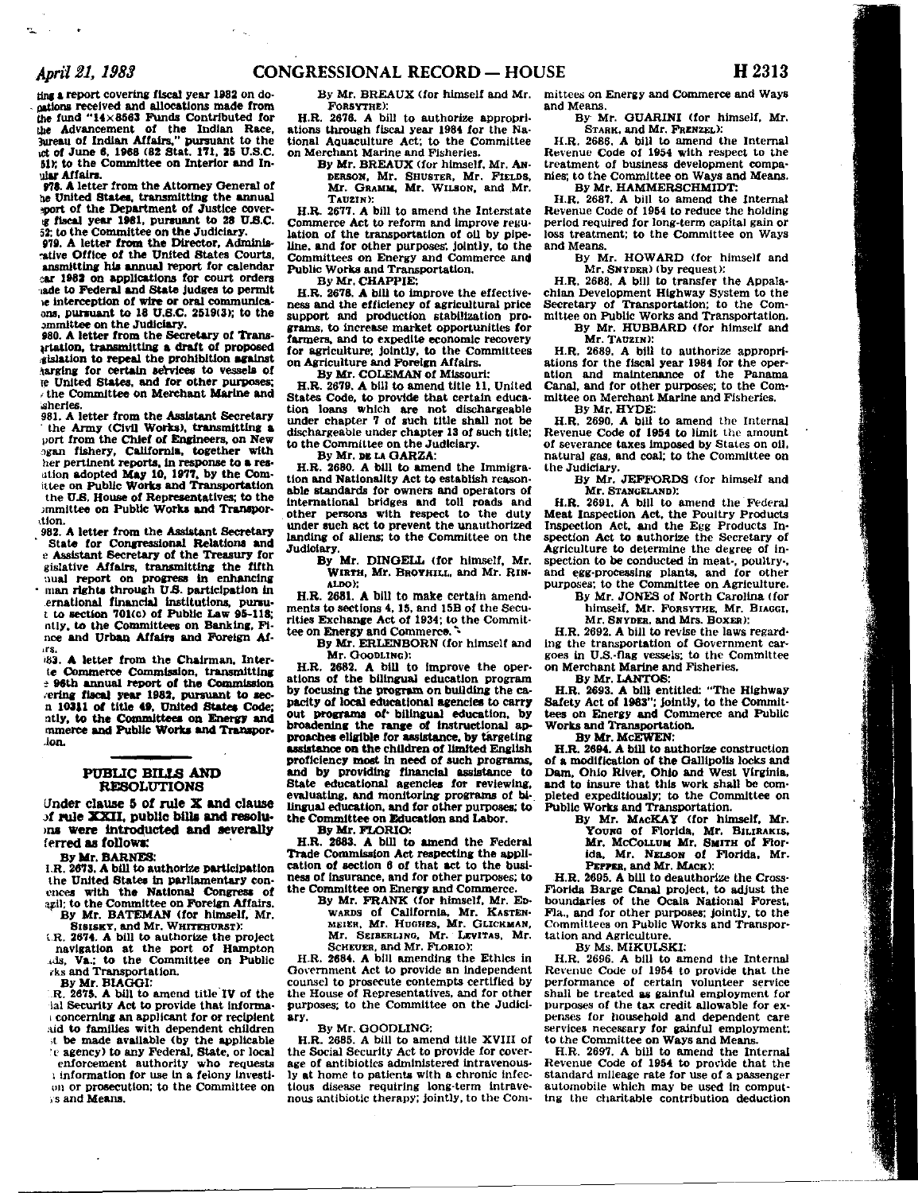ting a report covering fiscal year 1982 on donations received and allocations made from the fund "14×8563 Funds Contributed for the Advancement of the Indian Race, Bureau of Indian Affairs," pursuant to the act of June 6, 1968 (82 Stat. 171, 25 U.S.C. 51); to the Committee on Interior and Insular Affairs.

978. A letter from the Attorney General of the United States, transmitting the annual report of the Department of Justice covering fiscal year 1981, pursuant to 28 U.S.C. 52; to the Committee on the Judiciary.

979. A letter from the Director, Administrative Office of the United States Courts, transmitting his annual report for calendar year 1982 on applications for court orders made to Federal and State judges to permit the interception of wire or oral communications, pursuant to 18 U.S.C. 2519(3); to the Committee on the Judiciary.

980. A letter from the Secretary of Transportation, transmitting a draft of proposed legislation to repeal the prohibition against charging for certain services to vessels of the United States, and for other purposes; to the Committee on Merchant Marine and Fisheries.

981. A letter from the Assistant Secretary of the Army (Civil Works), transmitting a report from the Chief of Engineers, on New Morgan fishery, California, together with other pertinent reports, in response to a resolution adopted May 10, 1977, by the Committee on Public Works and Transportation of the U.S. House of Representatives; to the Committee on Public Works and Transportation.

982. A letter from the Assistant Secretary of State for Congressional Relations and the Assistant Secretary of the Treasury for Legislative Affairs, transmitting the fifth annual report on progress in enhancing human rights through U.S. participation in international financial institutions, pursuant to section 701(c) of Public Law 95-118; jointly, to the Committees on Banking, Finance and Urban Affairs and Foreign Affairs.

983. A letter from the Chairman, Interstate Commerce Commission, transmitting the 96th annual report of the Commission covering fiscal year 1982, pursuant to section 10311 of title 49, United States Code; jointly, to the Committees on Energy and Commerce and Public Works and Transportation.

## PUBLIC BILLS AND RESOLUTIONS

Under clause 5 of rule X and clause 4 of rule XXII, public bills and resolutions were introduced and severally referred as follows:

By Mr. BARNES:

H.R. 2673. A bill to authorize participation of the United States in parliamentary conferences with the National Congress of Brazil; to the Committee on Foreign Affairs.

By Mr. BATEMAN (for himself, Mr. SISISKY, and Mr. WHITEHURST):

H.R. 2674. A bill to authorize the project for navigation at the port of Hampton Roads, Va.; to the Committee on Public Works and Transportation.

By Mr. BIAGGI:

H.R. 2675. A bill to amend title IV of the Social Security Act to provide that information concerning an applicant for or recipient of aid to families with dependent children shall be made available (by the applicable State agency) to any Federal, State, or local law enforcement authority who requests such information for use in a felony investigation or prosecution; to the Committee on Ways and Means.

By Mr. BREAUX (for himself and Mr. FORSYTHE):

H.R. 2676. A bill to authorize appropriations through fiscal year 1984 for the National Aquaculture Act; to the Committee on Merchant Marine and Fisheries.

By Mr. BREAUX (for himself, Mr. ANDERSON, Mr. SHUSTER, Mr. FIELDS, Mr. GRAMM, Mr. WILSON, and Mr. TAUZIN):

H.R. 2677. A bill to amend the Interstate Commerce Act to reform and improve regulation of the transportation of oil by pipeline, and for other purposes; jointly, to the Committees on Energy and Commerce and Public Works and Transportation.

By Mr. CHAPPIE:

H.R. 2678. A bill to improve the effectiveness and the efficiency of agricultural price support and production stabilization programs, to increase market opportunities for farmers, and to expedite economic recovery for agriculture; jointly, to the Committees on Agriculture and Foreign Affairs.

By Mr. COLEMAN of Missouri:

H.R. 2679. A bill to amend title 11, United States Code, to provide that certain education loans which are not dischargeable under chapter 7 of such title shall not be dischargeable under chapter 13 of such title; to the Committee on the Judiciary.

By Mr. DE LA GARZA:

H.R. 2680. A bill to amend the Immigration and Nationality Act to establish reasonable standards for owners and operators of international bridges and toll roads and other persons with respect to the duty under such act to prevent the unauthorized landing of aliens; to the Committee on the Judiciary.

By Mr. DINGELL (for himself, Mr. WIRTH, Mr. BROYHILL, and Mr. RINALDO):

H.R. 2681. A bill to make certain amendments to sections 4, 15, and 15B of the Securities Exchange Act of 1934; to the Committee on Energy and Commerce.

By Mr. ERLENBORN (for himself and Mr. GOODLING):

H.R. 2682. A bill to improve the operations of the bilingual education program by focusing the program on building the capacity of local educational agencies to carry out programs of bilingual education, by broadening the range of instructional approaches eligible for assistance, by targeting assistance on the children of limited English proficiency most in need of such programs, and by providing financial assistance to State educational agencies for reviewing, evaluating, and monitoring programs of bilingual education, and for other purposes; to the Committee on Education and Labor.

By Mr. FLORIO:

H.R. 2683. A bill to amend the Federal Trade Commission Act respecting the application of section 6 of that act to the business of insurance, and for other purposes; to the Committee on Energy and Commerce.

By Mr. FRANK (for himself, Mr. EDWARDS of California, Mr. KASTENMEIER, Mr. HUGHES, Mr. GLICKMAN, Mr. SEIBERLING, Mr. LEVITAS, Mr. SCHEUER, and Mr. FLORIO):

H.R. 2684. A bill amending the Ethics in Government Act to provide an independent counsel to prosecute contempts certified by the House of Representatives, and for other purposes; to the Committee on the Judiciary.

By Mr. GOODLING:

H.R. 2685. A bill to amend title XVIII of the Social Security Act to provide for coverage of antibiotics administered intravenously at home to patients with a chronic infectious disease requiring long-term intravenous antibiotic therapy; jointly, to the Committees on Energy and Commerce and Ways and Means.

By Mr. GUARINI (for himself, Mr. STARK, and Mr. FRENZEL):

H.R. 2686. A bill to amend the Internal Revenue Code of 1954 with respect to the treatment of business development companies; to the Committee on Ways and Means.

By Mr. HAMMERSCHMIDT:

H.R. 2687. A bill to amend the Internal Revenue Code of 1954 to reduce the holding period required for long-term capital gain or loss treatment; to the Committee on Ways and Means.

By Mr. HOWARD (for himself and Mr. SNYDER) (by request):

H.R. 2688. A bill to transfer the Appalachian Development Highway System to the Secretary of Transportation; to the Committee on Public Works and Transportation.

By Mr. HUBBARD (for himself and Mr. TAUZIN):

H.R. 2689. A bill to authorize appropriations for the fiscal year 1984 for the operation and maintenance of the Panama Canal, and for other purposes; to the Committee on Merchant Marine and Fisheries.

By Mr. HYDE:

H.R. 2690. A bill to amend the Internal Revenue Code of 1954 to limit the amount of severance taxes imposed by States on oil, natural gas, and coal; to the Committee on the Judiciary.

By Mr. JEFFORDS (for himself and Mr. STANGELAND):

H.R. 2691. A bill to amend the Federal Meat Inspection Act, the Poultry Products Inspection Act, and the Egg Products Inspection Act to authorize the Secretary of Agriculture to determine the degree of inspection to be conducted in meat-, poultry-, and egg-processing plants, and for other purposes; to the Committee on Agriculture.

By Mr. JONES of North Carolina (for himself, Mr. FORSYTHE, Mr. BIAGGI, Mr. SNYDER, and Mrs. BOXER):

H.R. 2692. A bill to revise the laws regarding the transportation of Government cargoes in U.S.-flag vessels; to the Committee on Merchant Marine and Fisheries.

By Mr. LANTOS:

H.R. 2693. A bill entitled: "The Highway Safety Act of 1983"; jointly, to the Committees on Energy and Commerce and Public Works and Transportation.

By Mr. McEWEN:

H.R. 2694. A bill to authorize construction of a modification of the Gallipolis locks and Dam, Ohio River, Ohio and West Virginia, and to insure that this work shall be completed expeditiously; to the Committee on Public Works and Transportation.

By Mr. MACKAY (for himself, Mr. YOUNG of Florida, Mr. BILIRAKIS, Mr. MCCOLLUM, Mr. SMITH of Florida, Mr. NELSON of Florida, Mr. PEPPER, and Mr. MACK):

H.R. 2695. A bill to deauthorize the Cross-Florida Barge Canal project, to adjust the boundaries of the Ocala National Forest, Fla., and for other purposes; jointly, to the Committees on Public Works and Transportation and Agriculture.

By Ms. MIKULSKI:

H.R. 2696. A bill to amend the Internal Revenue Code of 1954 to provide that the performance of certain volunteer service shall be treated as gainful employment for purposes of the tax credit allowable for expenses for household and dependent care services necessary for gainful employment; to the Committee on Ways and Means.

H.R. 2697. A bill to amend the Internal Revenue Code of 1954 to provide that the standard mileage rate for use of a passenger automobile which may be used in computing the charitable contribution deduction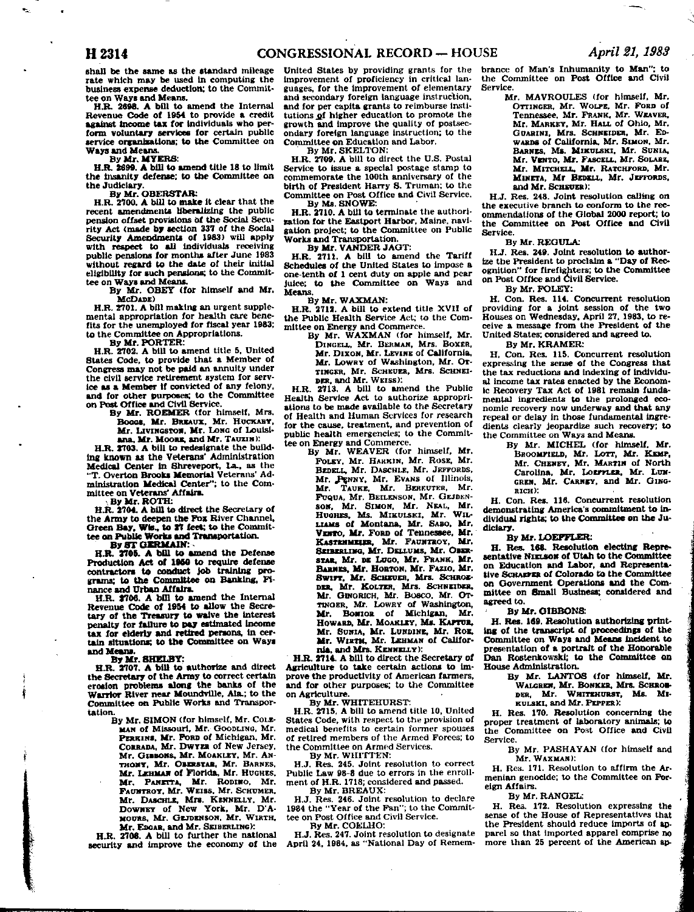shall be the same as the standard mileage rate which may be used in computing the business expense deduction; to the Committee on Ways and Means.

H.R. 2698. A bill to amend the Internal Revenue Code of 1954 to provide a credit against income tax for individuals who perform voluntary services for certain public service organizations; to the Committee on Ways and Means.

By Mr. MYERS:

H.R. 2699. A bill to amend title 18 to limit the insanity defense; to the Committee on the Judiciary.

By Mr. OBERSTAR:

H.R. 2700. A bill to make it clear that the recent amendments liberalizing the public pension offset provisions of the Social Security Act (made by section 337 of the Social Security Amendments of 1983) will apply with respect to all individuals receiving public pensions for months after June 1983 without regard to the date of their initial eligibility for such pensions; to the Committee on Ways and Means.

By Mr. OBEY (for himself and Mr. MCDADE)

H.R. 2701. A bill making an urgent supplemental appropriation for health care benefits for the unemployed for fiscal year 1983; to the Committee on Appropriations.

By Mr. PORTER:

H.R. 2702. A bill to amend title 5, United States Code, to provide that a Member of Congress may not be paid an annuity under the civil service retirement system for service as a Member if convicted of any felony, and for other purposes; to the Committee on Post Office and Civil Service.

By Mr. ROEMER (for himself, Mrs. BOGGS, Mr. BREAUX, Mr. HUCKABY, Mr. LIVINGSTON, Mr. LONG of Louisiana, Mr. MOORE, and Mr. TAUZIN):

H.R. 2703. A bill to redesignate the building known as the Veterans' Administration Medical Center in Shreveport, La., as the "T. Overton Brooks Memorial Veterans' Administration Medical Center"; to the Committee on Veterans' Affairs.

By Mr. ROTH:

H.R. 2704. A bill to direct the Secretary of the Army to deepen the Fox River Channel, Green Bay, Wis., to 27 feet; to the Committee on Public Works and Transportation.

By ST GERMAIN:

H.R. 2705. A bill to amend the Defense Production Act of 1950 to require defense contractors to conduct job training programs; to the Committee on Banking, Finance and Urban Affairs.

H.R. 2706. A bill to amend the Internal Revenue Code of 1954 to allow the Secretary of the Treasury to waive the interest penalty for failure to pay estimated income tax for elderly and retired persons, in certain situations; to the Committee on Ways and Means.

By Mr. SHELBY:

H.R. 2707. A bill to authorize and direct the Secretary of the Army to correct certain erosion problems along the banks of the Warrior River near Moundville, Ala.; to the Committee on Public Works and Transportation.

By Mr. SIMON (for himself, Mr. COLEMAN of Missouri, Mr. GOODLING, Mr. PERKINS, Mr. FORD of Michigan, Mr. CORRADA, Mr. DWYER of New Jersey, Mr. GIBBONS, Mr. MOAKLEY, Mr. ANTHONY, Mr. OBERSTAR, Mr. BARNES, Mr. LEHMAN of Florida, Mr. HUGHES, Mr. PANETTA, Mr. RODINO, Mr. FAUNTROY, Mr. WEISS, Mr. SCHUMER, Mr. DASCHLE, Mrs. KENNELLY, Mr. DOWNEY of New York, Mr. D'AMOURS, Mr. GEJDENSON, Mr. WIRTH, Mr. EDGAR, and Mr. SEIBERLING):

H.R. 2708. A bill to further the national security and improve the economy of the United States by providing grants for the improvement of proficiency in critical languages, for the improvement of elementary and secondary foreign language instruction, and for per capita grants to reimburse institutions of higher education to promote the growth and improve the quality of postsecondary foreign language instruction; to the Committee on Education and Labor.

By Mr. SKELTON:

H.R. 2709. A bill to direct the U.S. Postal Service to issue a special postage stamp to commemorate the 100th anniversary of the birth of President Harry S. Truman; to the Committee on Post Office and Civil Service.

By Ms. SNOWE:

H.R. 2710. A bill to terminate the authorization for the Eastport Harbor, Maine, navigation project; to the Committee on Public Works and Transportation.

By Mr. VANDER JAGT:

H.R. 2711. A bill to amend the Tariff Schedules of the United States to impose a one-tenth of 1 cent duty on apple and pear juice; to the Committee on Ways and Means.

By Mr. WAXMAN:

H.R. 2712. A bill to extend title XVII of the Public Health Service Act; to the Committee on Energy and Commerce.

By Mr. WAXMAN (for himself, Mr. DINGELL, Mr. BERMAN, Mrs. BOXER, Mr. DIXON, Mr. LEVINE of California, Mr. LOWRY of Washington, Mr. OTTINGER, Mr. SCHEUER, Mrs. SCHNEIDER, and Mr. WEISS):

H.R. 2713. A bill to amend the Public Health Service Act to authorize appropriations to be made available to the Secretary of Health and Human Services for research for the cause, treatment, and prevention of public health emergencies; to the Committee on Energy and Commerce.

By Mr. WEAVER (for himself, Mr. FOLEY, Mr. HARKIN, Mr. ROSE, Mr. BEDELL, Mr. DASCHLE, Mr. JEFFORDS, Mr. PENNY, Mr. EVANS of Illinois, Mr. TAUKE, Mr. BEREUTER, Mr. FUQUA, Mr. BEILENSON, Mr. GEJDENSON, Mr. SIMON, Mr. NEAL, Mr. HUGHES, Ms. MIKULSKI, Mr. WILLIAMS of Montana, Mr. SABO, Mr. VENTO, Mr. FORD of Tennessee, Mr. KASTENMEIER, Mr. FAUNTROY, Mr. SEIBERLING, Mr. DELLUMS, Mr. OBERSTAR, Mr. DE LUGO, Mr. FRANK, Mr. BARNES, Mr. HORTON, Mr. FAZIO, Mr. SWIFT, Mr. SCHEUER, Mrs. SCHROEDER, Mr. KOLTER, Mrs. SCHNEIDER, Mr. GINGRICH, Mr. BOSCO, Mr. OTTINGER, Mr. LOWRY of Washington, Mr. BONIOR of Michigan, Mr. HOWARD, Mr. MOAKLEY, Ms. KAPTUR, Mr. SUNIA, Mr. LUNDINE, Mr. ROE, Mr. WIRTH, Mr. LEHMAN of California, and Mrs. KENNELLY):

H.R. 2714. A bill to direct the Secretary of Agriculture to take certain actions to improve the productivity of American farmers, and for other purposes; to the Committee on Agriculture.

By Mr. WHITEHURST:

H.R. 2715. A bill to amend title 10, United States Code, with respect to the provision of medical benefits to certain former spouses of retired members of the Armed Forces; to the Committee on Armed Services.

By Mr. WHITTEN:

H.J. Res. 245. Joint resolution to correct Public Law 98-8 due to errors in the enrollment of H.R. 1718; considered and passed.

By Mr. BREAUX:

H.J. Res. 246. Joint resolution to declare 1984 the "Year of the Fan"; to the Committee on Post Office and Civil Service.

By Mr. COELHO:

H.J. Res. 247. Joint resolution to designate April 24, 1984, as "National Day of Remembrance of Man's Inhumanity to Man"; to the Committee on Post Office and Civil Service.

Mr. MAVROULES (for himself, Mr. OTTINGER, Mr. WOLPE, Mr. FORD of Tennessee, Mr. FRANK, Mr. WEAVER, Mr. MARKEY, Mr. HALL of Ohio, Mr. GUARINI, Mrs. SCHNEIDER, Mr. EDWARDS of California, Mr. SIMON, Mr. BARNES, Ms. MIKULSKI, Mr. SUNIA, Mr. VENTO, Mr. FASCELL, Mr. SOLARZ, Mr. MITCHELL, Mr. RATCHFORD, Mr. MINETA, Mr BEDELL, Mr. JEFFORDS, and Mr. SCHEUER):

H.J. Res. 248. Joint resolution calling on the executive branch to conform to the recommendations of the Global 2000 report; to the Committee on Post Office and Civil Service.

By Mr. REGULA:

H.J. Res. 249. Joint resolution to authorize the President to proclaim a "Day of Recognition" for firefighters; to the Committee on Post Office and Civil Service.

By Mr. FOLEY:

H. Con. Res. 114. Concurrent resolution providing for a joint session of the two Houses on Wednesday, April 27, 1983, to receive a message from the President of the United States; considered and agreed to.

By Mr. KRAMER:

H. Con. Res. 115. Concurrent resolution expressing the sense of the Congress that the tax reductions and indexing of individual income tax rates enacted by the Economic Recovery Tax Act of 1981 remain fundamental ingredients to the prolonged economic recovery now underway and that any repeal or delay in those fundamental ingredients clearly jeopardize such recovery; to the Committee on Ways and Means.

By Mr. MICHEL (for himself, Mr. BROOMFIELD, Mr. LOTT, Mr. KEMP, Mr. CHENEY, Mr. MARTIN of North Carolina, Mr. LOEFFLER, Mr. LUNGREN, Mr. CARNEY, and Mr. GINGRICH):

H. Con. Res. 116. Concurrent resolution demonstrating America's commitment to individual rights; to the Committee on the Judiciary.

By Mr. LOEFFLER:

H. Res. 168. Resolution electing Representative NIELSON of Utah to the Committee on Education and Labor, and Representative SCHAEFER of Colorado to the Committee on Government Operations and the Committee on Small Business; considered and agreed to.

By Mr. GIBBONS:

H. Res. 169. Resolution authorizing printing of the transcript of proceedings of the Committee on Ways and Means incident to presentation of a portrait of the Honorable Dan Rostenkowski; to the Committee on House Administration.

By Mr. LANTOS (for himself, Mr. WALGREN, Mr. BONKER, Mrs. SCHROEDER, Mr. WHITEHURST, Ms. MIKULSKI, and Mr. PEPPER):

H. Res. 170. Resolution concerning the proper treatment of laboratory animals; to the Committee on Post Office and Civil Service.

By Mr. PASHAYAN (for himself and Mr. WAXMAN):

H. Res. 171. Resolution to affirm the Armenian genocide; to the Committee on Foreign Affairs.

By Mr. RANGEL:

H. Res. 172. Resolution expressing the sense of the House of Representatives that the President should reduce imports of apparel so that imported apparel comprise no more than 25 percent of the American ap-